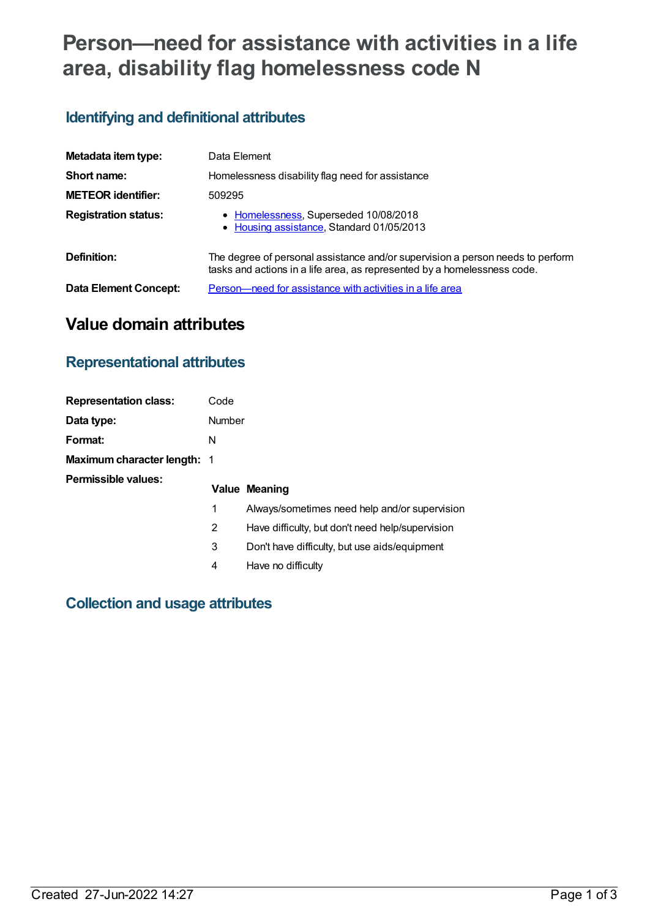# Person—need for assistance with activities in a life area, disability flag homelessness code N

## Identifying and definitional attributes

| | |
|---|---|
| **Metadata item type:** | Data Element |
| **Short name:** | Homelessness disability flag need for assistance |
| **METEOR identifier:** | 509295 |
| **Registration status:** | • Homelessness, Superseded 10/08/2018<br>• Housing assistance, Standard 01/05/2013 |
| **Definition:** | The degree of personal assistance and/or supervision a person needs to perform tasks and actions in a life area, as represented by a homelessness code. |
| **Data Element Concept:** | Person—need for assistance with activities in a life area |

# Value domain attributes

## Representational attributes

| | |
|---|---|
| **Representation class:** | Code |
| **Data type:** | Number |
| **Format:** | N |
| **Maximum character length:** | 1 |

**Permissible values:**

| Value | Meaning |
|---|---|
| 1 | Always/sometimes need help and/or supervision |
| 2 | Have difficulty, but don't need help/supervision |
| 3 | Don't have difficulty, but use aids/equipment |
| 4 | Have no difficulty |

## Collection and usage attributes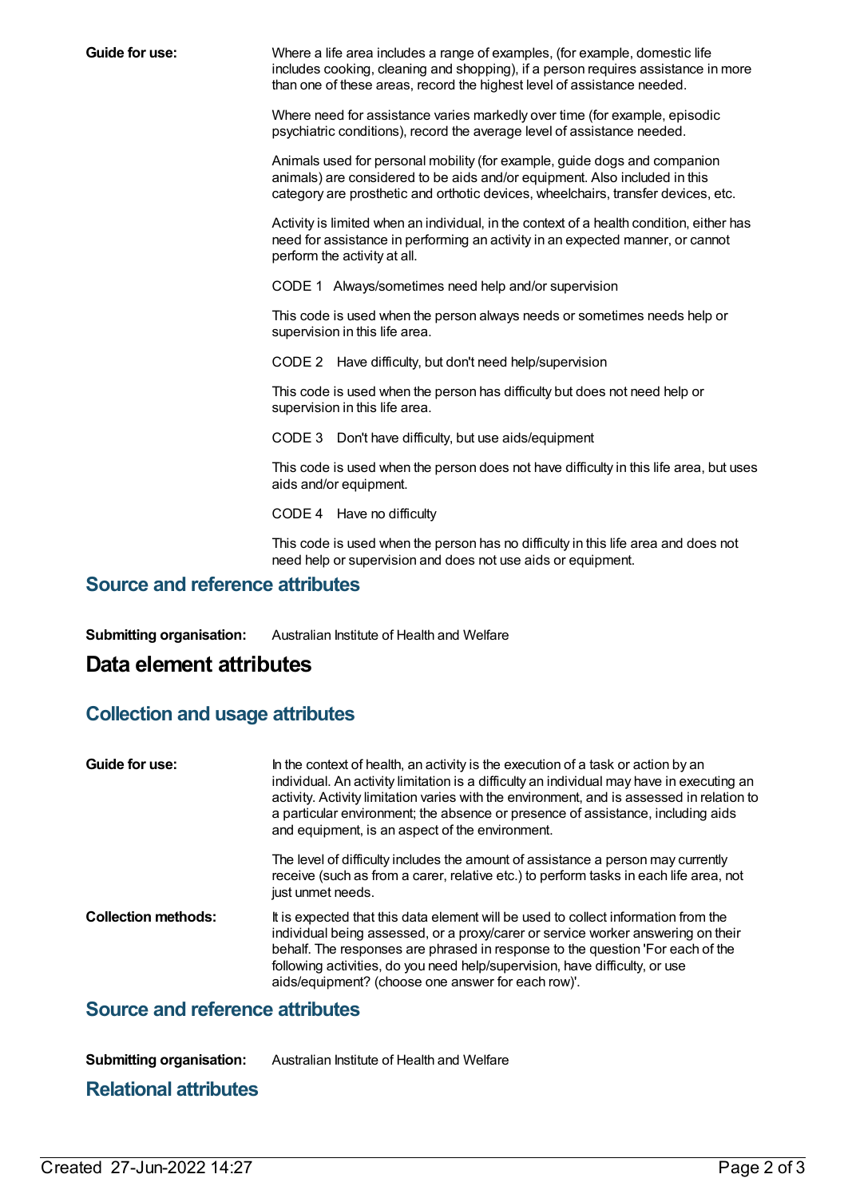**Guide for use:**

Where a life area includes a range of examples, (for example, domestic life includes cooking, cleaning and shopping), if a person requires assistance in more than one of these areas, record the highest level of assistance needed.

Where need for assistance varies markedly over time (for example, episodic psychiatric conditions), record the average level of assistance needed.

Animals used for personal mobility (for example, guide dogs and companion animals) are considered to be aids and/or equipment. Also included in this category are prosthetic and orthotic devices, wheelchairs, transfer devices, etc.

Activity is limited when an individual, in the context of a health condition, either has need for assistance in performing an activity in an expected manner, or cannot perform the activity at all.

CODE 1 Always/sometimes need help and/or supervision

This code is used when the person always needs or sometimes needs help or supervision in this life area.

CODE 2 Have difficulty, but don't need help/supervision

This code is used when the person has difficulty but does not need help or supervision in this life area.

CODE 3 Don't have difficulty, but use aids/equipment

This code is used when the person does not have difficulty in this life area, but uses aids and/or equipment.

CODE 4 Have no difficulty

This code is used when the person has no difficulty in this life area and does not need help or supervision and does not use aids or equipment.

## Source and reference attributes

**Submitting organisation:** Australian Institute of Health and Welfare

# Data element attributes

## Collection and usage attributes

**Guide for use:**

In the context of health, an activity is the execution of a task or action by an individual. An activity limitation is a difficulty an individual may have in executing an activity. Activity limitation varies with the environment, and is assessed in relation to a particular environment; the absence or presence of assistance, including aids and equipment, is an aspect of the environment.

The level of difficulty includes the amount of assistance a person may currently receive (such as from a carer, relative etc.) to perform tasks in each life area, not just unmet needs.

**Collection methods:**

It is expected that this data element will be used to collect information from the individual being assessed, or a proxy/carer or service worker answering on their behalf. The responses are phrased in response to the question 'For each of the following activities, do you need help/supervision, have difficulty, or use aids/equipment? (choose one answer for each row)'.

## Source and reference attributes

**Submitting organisation:** Australian Institute of Health and Welfare

## Relational attributes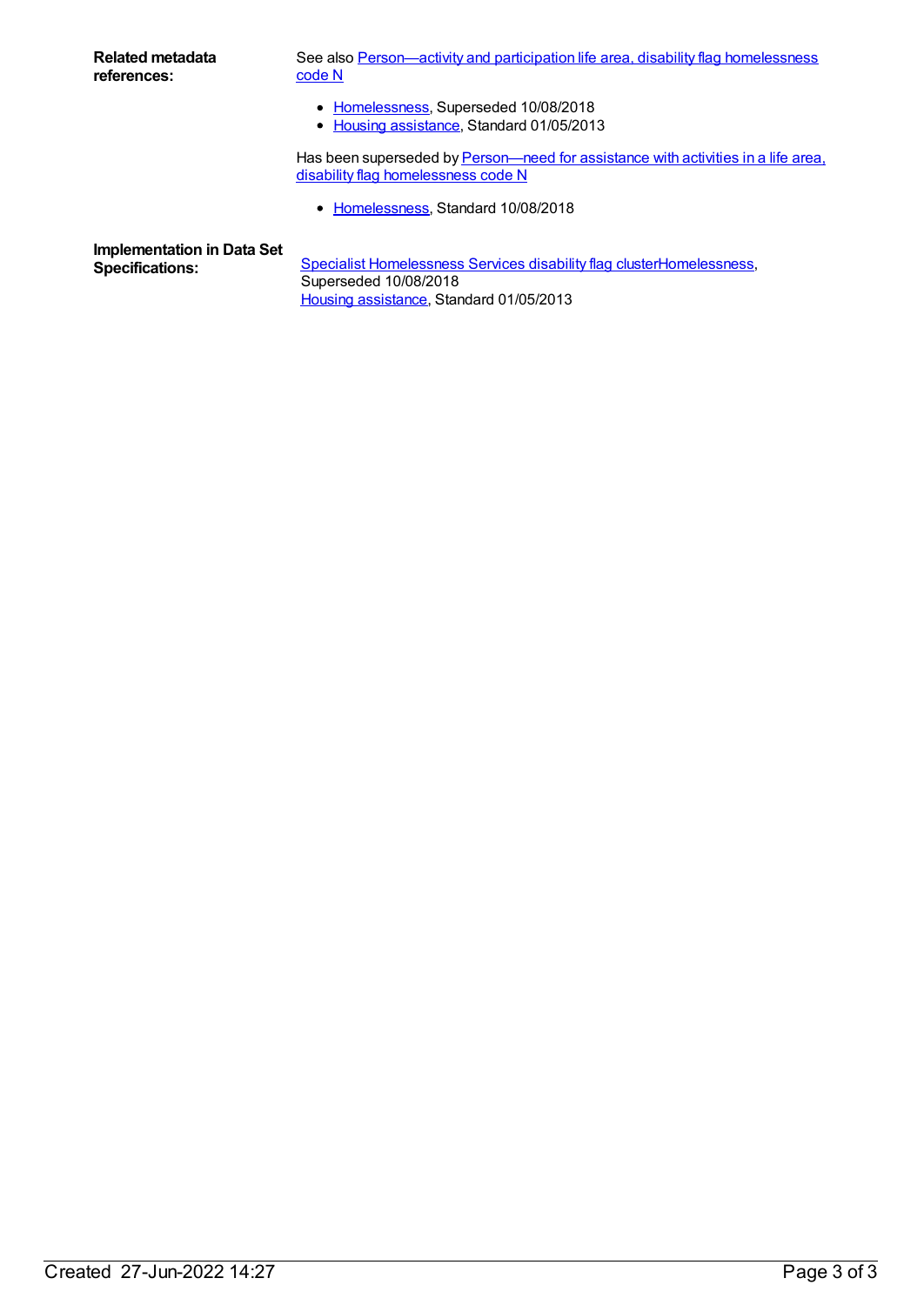**Related metadata references:**

See also Person—activity and participation life area, disability flag homelessness code N

- Homelessness, Superseded 10/08/2018
- Housing assistance, Standard 01/05/2013

Has been superseded by Person—need for assistance with activities in a life area, disability flag homelessness code N

- Homelessness, Standard 10/08/2018

**Implementation in Data Set Specifications:**

Specialist Homelessness Services disability flag clusterHomelessness, Superseded 10/08/2018
Housing assistance, Standard 01/05/2013